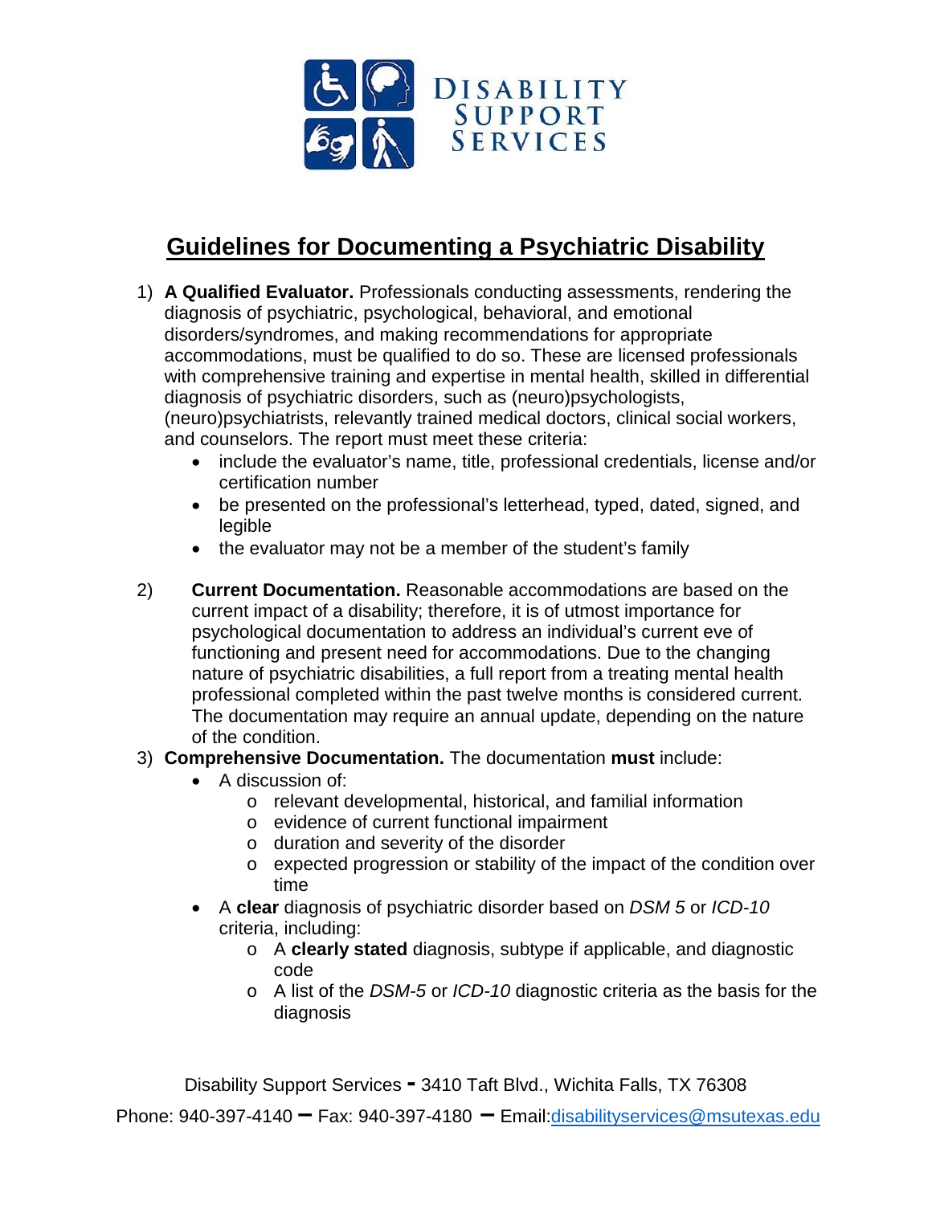# Disability Support Services

## Guidelines for Documenting a Psychiatric Disability

1) **A Qualified Evaluator.** Professionals conducting assessments, rendering the diagnosis of psychiatric, psychological, behavioral, and emotional disorders/syndromes, and making recommendations for appropriate accommodations, must be qualified to do so. These are licensed professionals with comprehensive training and expertise in mental health, skilled in differential diagnosis of psychiatric disorders, such as (neuro)psychologists, (neuro)psychiatrists, relevantly trained medical doctors, clinical social workers, and counselors. The report must meet these criteria:
   - include the evaluator's name, title, professional credentials, license and/or certification number
   - be presented on the professional's letterhead, typed, dated, signed, and legible
   - the evaluator may not be a member of the student's family

2) **Current Documentation.** Reasonable accommodations are based on the current impact of a disability; therefore, it is of utmost importance for psychological documentation to address an individual's current eve of functioning and present need for accommodations. Due to the changing nature of psychiatric disabilities, a full report from a treating mental health professional completed within the past twelve months is considered current. The documentation may require an annual update, depending on the nature of the condition.

3) **Comprehensive Documentation.** The documentation **must** include:
   - A discussion of:
     - relevant developmental, historical, and familial information
     - evidence of current functional impairment
     - duration and severity of the disorder
     - expected progression or stability of the impact of the condition over time
   - A **clear** diagnosis of psychiatric disorder based on *DSM 5* or *ICD-10* criteria, including:
     - A **clearly stated** diagnosis, subtype if applicable, and diagnostic code
     - A list of the *DSM-5* or *ICD-10* diagnostic criteria as the basis for the diagnosis

Disability Support Services - 3410 Taft Blvd., Wichita Falls, TX 76308

Phone: 940-397-4140 – Fax: 940-397-4180 – Email: disabilityservices@msutexas.edu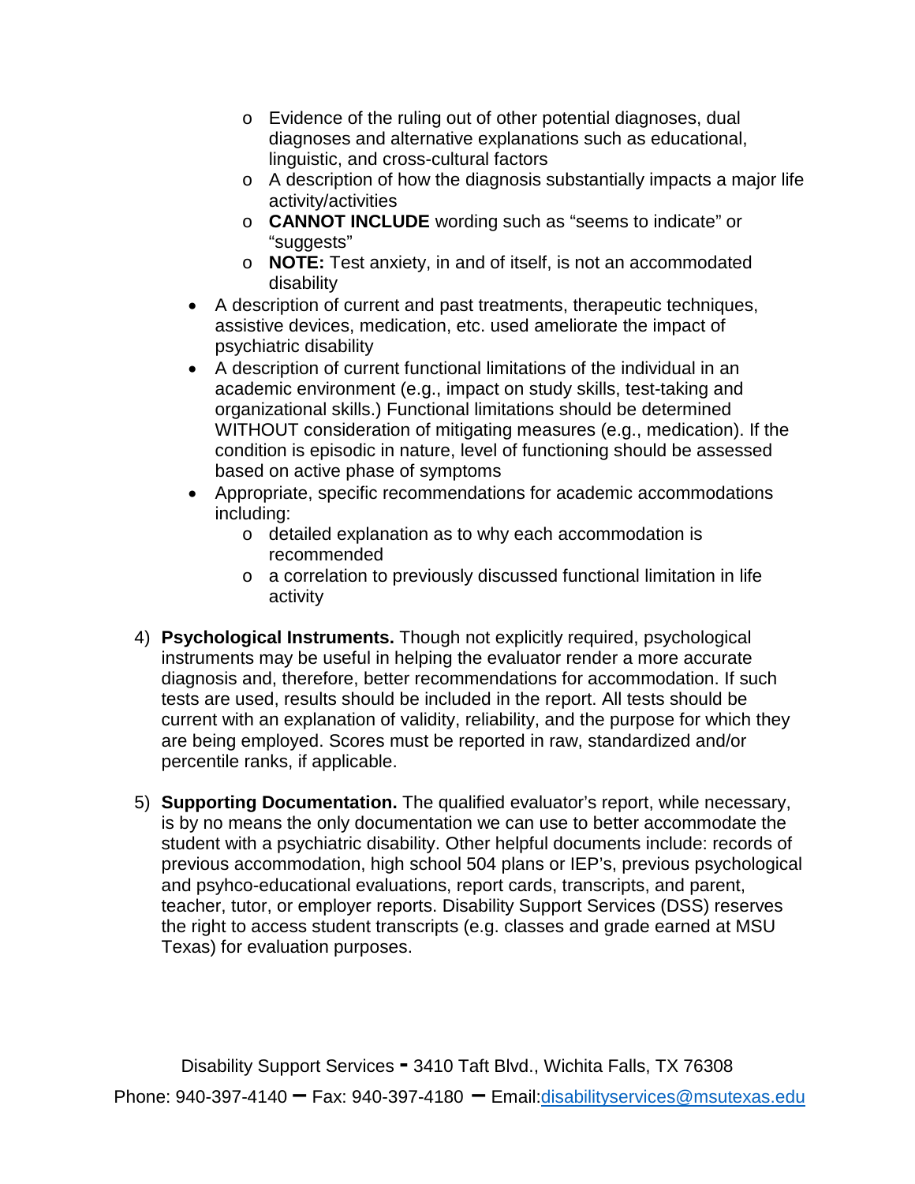- Evidence of the ruling out of other potential diagnoses, dual diagnoses and alternative explanations such as educational, linguistic, and cross-cultural factors
  - A description of how the diagnosis substantially impacts a major life activity/activities
  - **CANNOT INCLUDE** wording such as "seems to indicate" or "suggests"
  - **NOTE:** Test anxiety, in and of itself, is not an accommodated disability
- A description of current and past treatments, therapeutic techniques, assistive devices, medication, etc. used ameliorate the impact of psychiatric disability
- A description of current functional limitations of the individual in an academic environment (e.g., impact on study skills, test-taking and organizational skills.) Functional limitations should be determined WITHOUT consideration of mitigating measures (e.g., medication). If the condition is episodic in nature, level of functioning should be assessed based on active phase of symptoms
- Appropriate, specific recommendations for academic accommodations including:
  - detailed explanation as to why each accommodation is recommended
  - a correlation to previously discussed functional limitation in life activity

4) **Psychological Instruments.** Though not explicitly required, psychological instruments may be useful in helping the evaluator render a more accurate diagnosis and, therefore, better recommendations for accommodation. If such tests are used, results should be included in the report. All tests should be current with an explanation of validity, reliability, and the purpose for which they are being employed. Scores must be reported in raw, standardized and/or percentile ranks, if applicable.

5) **Supporting Documentation.** The qualified evaluator's report, while necessary, is by no means the only documentation we can use to better accommodate the student with a psychiatric disability. Other helpful documents include: records of previous accommodation, high school 504 plans or IEP's, previous psychological and psyhco-educational evaluations, report cards, transcripts, and parent, teacher, tutor, or employer reports. Disability Support Services (DSS) reserves the right to access student transcripts (e.g. classes and grade earned at MSU Texas) for evaluation purposes.

Disability Support Services - 3410 Taft Blvd., Wichita Falls, TX 76308
Phone: 940-397-4140 – Fax: 940-397-4180 – Email:disabilityservices@msutexas.edu